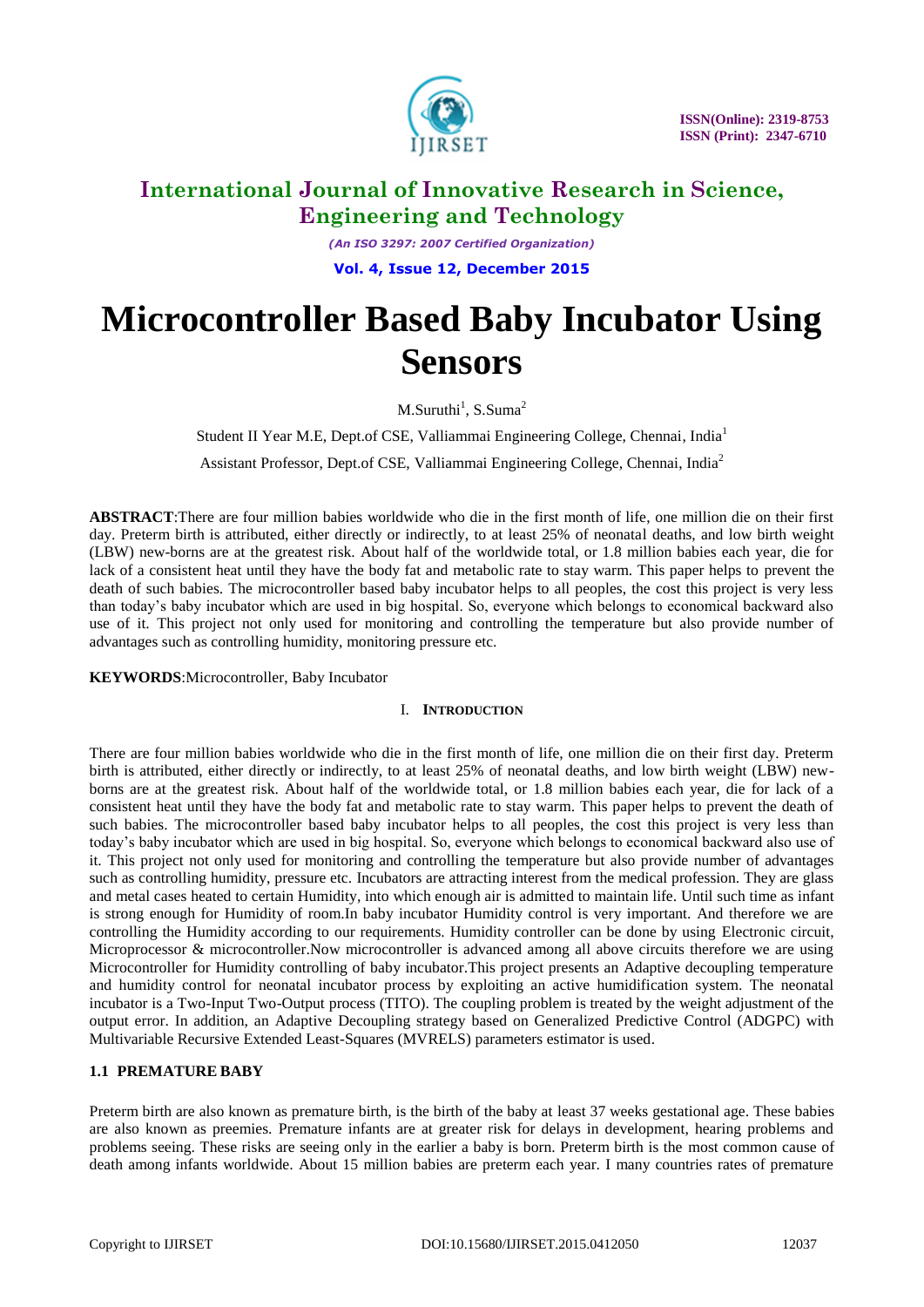# Microcontroller Based Baby Incubator Using Sensors

M.Suruthi[1], S.Suma[2]

Student II Year M.E, Dept.of CSE, Valliammai Engineering College, Chennai, India[1]

Assistant Professor, Dept.of CSE, Valliammai Engineering College, Chennai, India[2]

**ABSTRACT**:There are four million babies worldwide who die in the first month of life, one million die on their first day. Preterm birth is attributed, either directly or indirectly, to at least 25% of neonatal deaths, and low birth weight (LBW) new-borns are at the greatest risk. About half of the worldwide total, or 1.8 million babies each year, die for lack of a consistent heat until they have the body fat and metabolic rate to stay warm. This paper helps to prevent the death of such babies. The microcontroller based baby incubator helps to all peoples, the cost this project is very less than today's baby incubator which are used in big hospital. So, everyone which belongs to economical backward also use of it. This project not only used for monitoring and controlling the temperature but also provide number of advantages such as controlling humidity, monitoring pressure etc.

**KEYWORDS**:Microcontroller, Baby Incubator

## I. INTRODUCTION

There are four million babies worldwide who die in the first month of life, one million die on their first day. Preterm birth is attributed, either directly or indirectly, to at least 25% of neonatal deaths, and low birth weight (LBW) new-borns are at the greatest risk. About half of the worldwide total, or 1.8 million babies each year, die for lack of a consistent heat until they have the body fat and metabolic rate to stay warm. This paper helps to prevent the death of such babies. The microcontroller based baby incubator helps to all peoples, the cost this project is very less than today's baby incubator which are used in big hospital. So, everyone which belongs to economical backward also use of it. This project not only used for monitoring and controlling the temperature but also provide number of advantages such as controlling humidity, pressure etc. Incubators are attracting interest from the medical profession. They are glass and metal cases heated to certain Humidity, into which enough air is admitted to maintain life. Until such time as infant is strong enough for Humidity of room.In baby incubator Humidity control is very important. And therefore we are controlling the Humidity according to our requirements. Humidity controller can be done by using Electronic circuit, Microprocessor & microcontroller.Now microcontroller is advanced among all above circuits therefore we are using Microcontroller for Humidity controlling of baby incubator.This project presents an Adaptive decoupling temperature and humidity control for neonatal incubator process by exploiting an active humidification system. The neonatal incubator is a Two-Input Two-Output process (TITO). The coupling problem is treated by the weight adjustment of the output error. In addition, an Adaptive Decoupling strategy based on Generalized Predictive Control (ADGPC) with Multivariable Recursive Extended Least-Squares (MVRELS) parameters estimator is used.

### 1.1 PREMATURE BABY

Preterm birth are also known as premature birth, is the birth of the baby at least 37 weeks gestational age. These babies are also known as preemies. Premature infants are at greater risk for delays in development, hearing problems and problems seeing. These risks are seeing only in the earlier a baby is born. Preterm birth is the most common cause of death among infants worldwide. About 15 million babies are preterm each year. I many countries rates of premature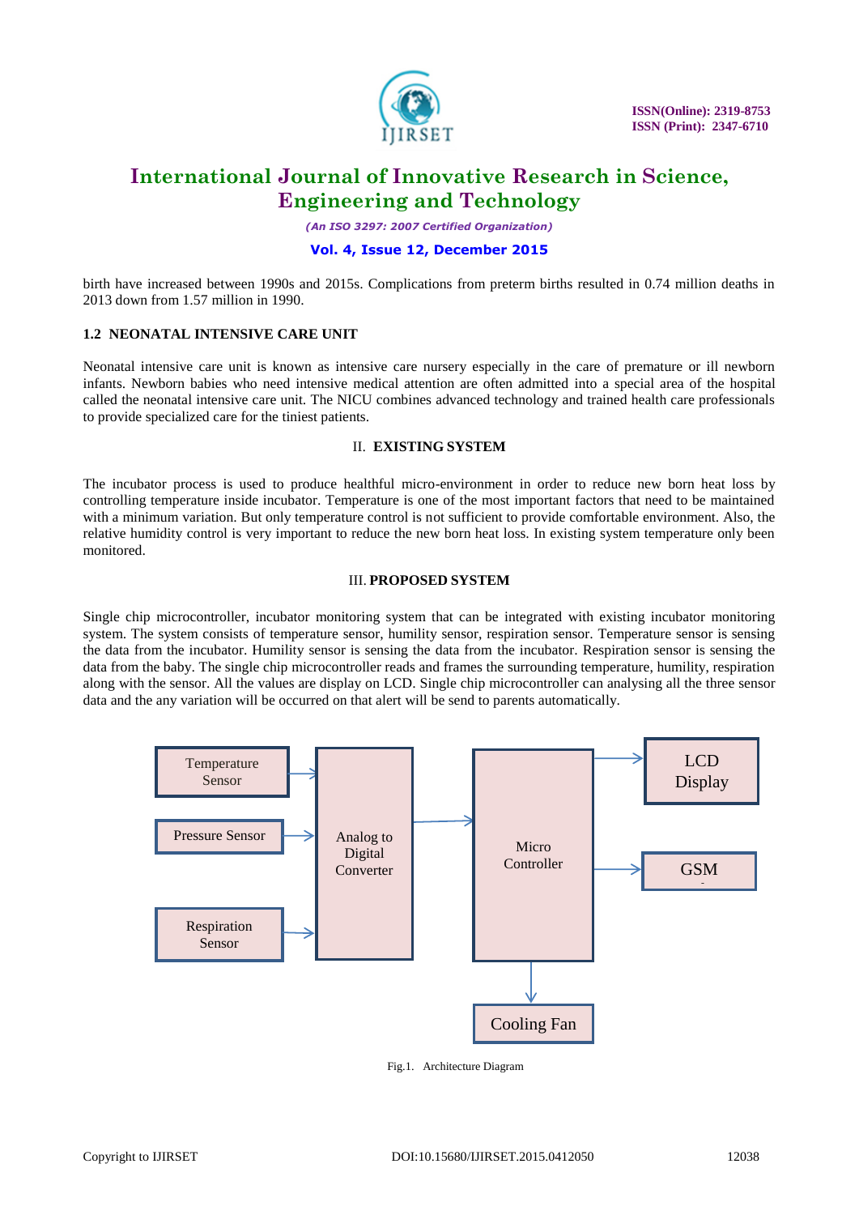birth have increased between 1990s and 2015s. Complications from preterm births resulted in 0.74 million deaths in 2013 down from 1.57 million in 1990.

### 1.2 NEONATAL INTENSIVE CARE UNIT

Neonatal intensive care unit is known as intensive care nursery especially in the care of premature or ill newborn infants. Newborn babies who need intensive medical attention are often admitted into a special area of the hospital called the neonatal intensive care unit. The NICU combines advanced technology and trained health care professionals to provide specialized care for the tiniest patients.

## II. EXISTING SYSTEM

The incubator process is used to produce healthful micro-environment in order to reduce new born heat loss by controlling temperature inside incubator. Temperature is one of the most important factors that need to be maintained with a minimum variation. But only temperature control is not sufficient to provide comfortable environment. Also, the relative humidity control is very important to reduce the new born heat loss. In existing system temperature only been monitored.

## III. PROPOSED SYSTEM

Single chip microcontroller, incubator monitoring system that can be integrated with existing incubator monitoring system. The system consists of temperature sensor, humility sensor, respiration sensor. Temperature sensor is sensing the data from the incubator. Humility sensor is sensing the data from the incubator. Respiration sensor is sensing the data from the baby. The single chip microcontroller reads and frames the surrounding temperature, humidity, respiration along with the sensor. All the values are display on LCD. Single chip microcontroller can analysing all the three sensor data and the any variation will be occurred on that alert will be send to parents automatically.

Temperature Sensor → Analog to Digital Converter
Pressure Sensor → Analog to Digital Converter
Respiration Sensor → Analog to Digital Converter
Analog to Digital Converter → Micro Controller
Micro Controller → LCD Display
Micro Controller → GSM
Micro Controller → Cooling Fan

Fig.1. Architecture Diagram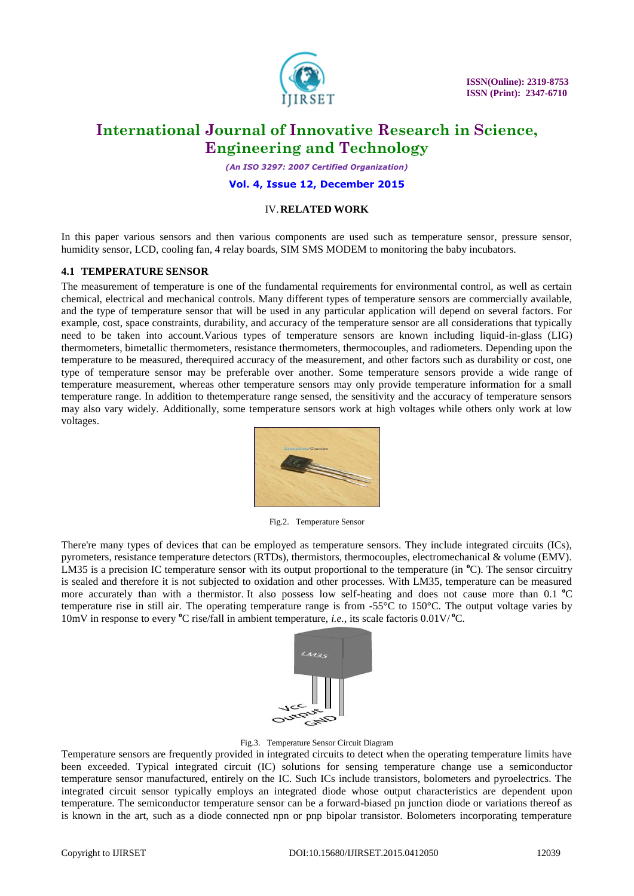## IV. RELATED WORK

In this paper various sensors and then various components are used such as temperature sensor, pressure sensor, humidity sensor, LCD, cooling fan, 4 relay boards, SIM SMS MODEM to monitoring the baby incubators.

### 4.1 TEMPERATURE SENSOR

The measurement of temperature is one of the fundamental requirements for environmental control, as well as certain chemical, electrical and mechanical controls. Many different types of temperature sensors are commercially available, and the type of temperature sensor that will be used in any particular application will depend on several factors. For example, cost, space constraints, durability, and accuracy of the temperature sensor are all considerations that typically need to be taken into account.Various types of temperature sensors are known including liquid-in-glass (LIG) thermometers, bimetallic thermometers, resistance thermometers, thermocouples, and radiometers. Depending upon the temperature to be measured, therequired accuracy of the measurement, and other factors such as durability or cost, one type of temperature sensor may be preferable over another. Some temperature sensors provide a wide range of temperature measurement, whereas other temperature sensors may only provide temperature information for a small temperature range. In addition to thetemperature range sensed, the sensitivity and the accuracy of temperature sensors may also vary widely. Additionally, some temperature sensors work at high voltages while others only work at low voltages.

Fig.2. Temperature Sensor

There're many types of devices that can be employed as temperature sensors. They include integrated circuits (ICs), pyrometers, resistance temperature detectors (RTDs), thermistors, thermocouples, electromechanical & volume (EMV). LM35 is a precision IC temperature sensor with its output proportional to the temperature (in °C). The sensor circuitry is sealed and therefore it is not subjected to oxidation and other processes. With LM35, temperature can be measured more accurately than with a thermistor. It also possess low self-heating and does not cause more than 0.1 °C temperature rise in still air. The operating temperature range is from -55°C to 150°C. The output voltage varies by 10mV in response to every °C rise/fall in ambient temperature, *i.e.*, its scale factoris 0.01V/ °C.

Fig.3. Temperature Sensor Circuit Diagram

Temperature sensors are frequently provided in integrated circuits to detect when the operating temperature limits have been exceeded. Typical integrated circuit (IC) solutions for sensing temperature change use a semiconductor temperature sensor manufactured, entirely on the IC. Such ICs include transistors, bolometers and pyroelectrics. The integrated circuit sensor typically employs an integrated diode whose output characteristics are dependent upon temperature. The semiconductor temperature sensor can be a forward-biased pn junction diode or variations thereof as is known in the art, such as a diode connected npn or pnp bipolar transistor. Bolometers incorporating temperature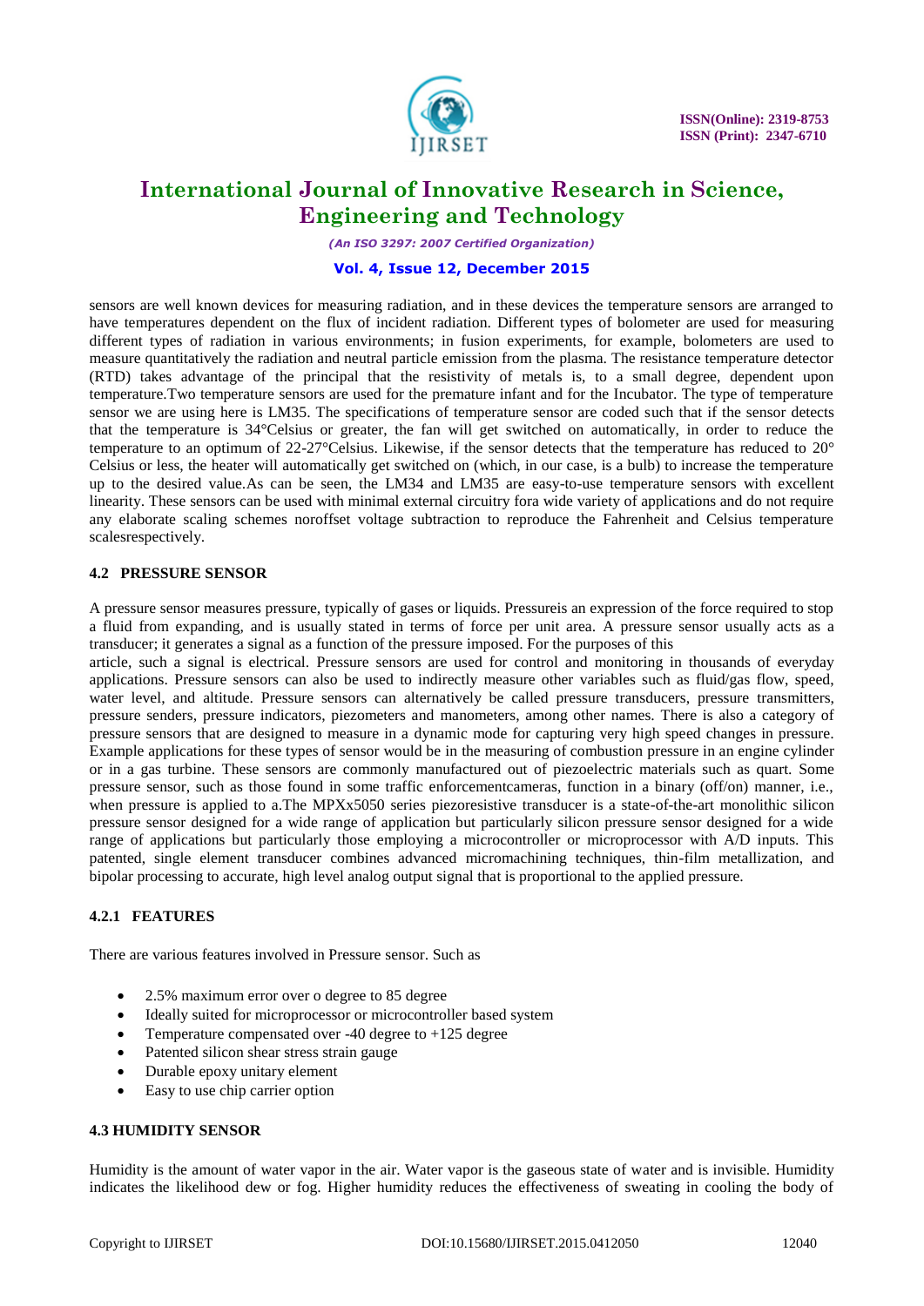sensors are well known devices for measuring radiation, and in these devices the temperature sensors are arranged to have temperatures dependent on the flux of incident radiation. Different types of bolometer are used for measuring different types of radiation in various environments; in fusion experiments, for example, bolometers are used to measure quantitatively the radiation and neutral particle emission from the plasma. The resistance temperature detector (RTD) takes advantage of the principal that the resistivity of metals is, to a small degree, dependent upon temperature.Two temperature sensors are used for the premature infant and for the Incubator. The type of temperature sensor we are using here is LM35. The specifications of temperature sensor are coded such that if the sensor detects that the temperature is 34°Celsius or greater, the fan will get switched on automatically, in order to reduce the temperature to an optimum of 22-27°Celsius. Likewise, if the sensor detects that the temperature has reduced to 20° Celsius or less, the heater will automatically get switched on (which, in our case, is a bulb) to increase the temperature up to the desired value.As can be seen, the LM34 and LM35 are easy-to-use temperature sensors with excellent linearity. These sensors can be used with minimal external circuitry fora wide variety of applications and do not require any elaborate scaling schemes noroffset voltage subtraction to reproduce the Fahrenheit and Celsius temperature scalesrespectively.

### 4.2 PRESSURE SENSOR

A pressure sensor measures pressure, typically of gases or liquids. Pressureis an expression of the force required to stop a fluid from expanding, and is usually stated in terms of force per unit area. A pressure sensor usually acts as a transducer; it generates a signal as a function of the pressure imposed. For the purposes of this article, such a signal is electrical. Pressure sensors are used for control and monitoring in thousands of everyday applications. Pressure sensors can also be used to indirectly measure other variables such as fluid/gas flow, speed, water level, and altitude. Pressure sensors can alternatively be called pressure transducers, pressure transmitters, pressure senders, pressure indicators, piezometers and manometers, among other names. There is also a category of pressure sensors that are designed to measure in a dynamic mode for capturing very high speed changes in pressure. Example applications for these types of sensor would be in the measuring of combustion pressure in an engine cylinder or in a gas turbine. These sensors are commonly manufactured out of piezoelectric materials such as quart. Some pressure sensor, such as those found in some traffic enforcementcameras, function in a binary (off/on) manner, i.e., when pressure is applied to a.The MPXx5050 series piezoresistive transducer is a state-of-the-art monolithic silicon pressure sensor designed for a wide range of application but particularly silicon pressure sensor designed for a wide range of applications but particularly those employing a microcontroller or microprocessor with A/D inputs. This patented, single element transducer combines advanced micromachining techniques, thin-film metallization, and bipolar processing to accurate, high level analog output signal that is proportional to the applied pressure.

#### 4.2.1 FEATURES

There are various features involved in Pressure sensor. Such as

- 2.5% maximum error over o degree to 85 degree
- Ideally suited for microprocessor or microcontroller based system
- Temperature compensated over -40 degree to +125 degree
- Patented silicon shear stress strain gauge
- Durable epoxy unitary element
- Easy to use chip carrier option

### 4.3 HUMIDITY SENSOR

Humidity is the amount of water vapor in the air. Water vapor is the gaseous state of water and is invisible. Humidity indicates the likelihood dew or fog. Higher humidity reduces the effectiveness of sweating in cooling the body of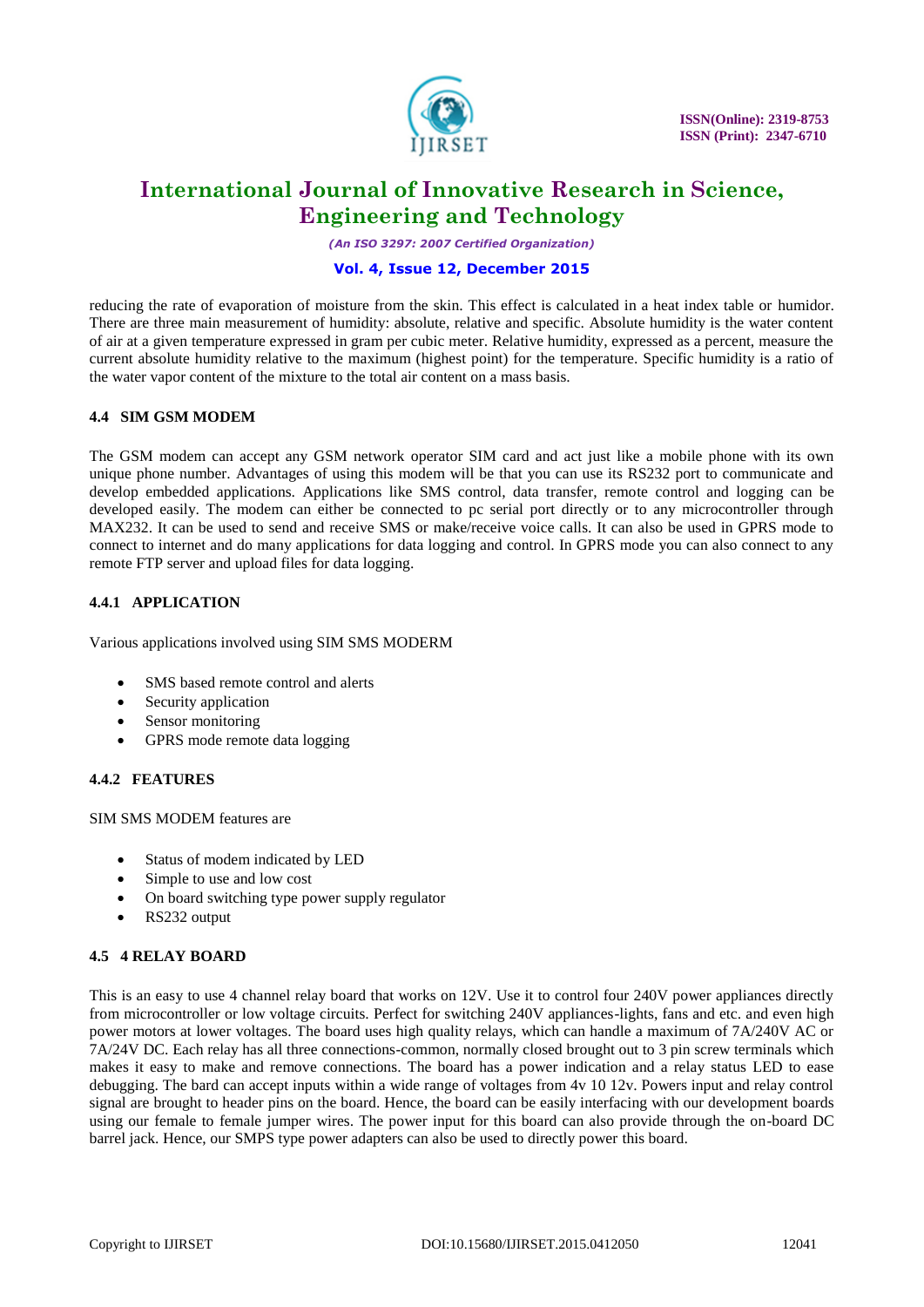reducing the rate of evaporation of moisture from the skin. This effect is calculated in a heat index table or humidor. There are three main measurement of humidity: absolute, relative and specific. Absolute humidity is the water content of air at a given temperature expressed in gram per cubic meter. Relative humidity, expressed as a percent, measure the current absolute humidity relative to the maximum (highest point) for the temperature. Specific humidity is a ratio of the water vapor content of the mixture to the total air content on a mass basis.

### 4.4 SIM GSM MODEM

The GSM modem can accept any GSM network operator SIM card and act just like a mobile phone with its own unique phone number. Advantages of using this modem will be that you can use its RS232 port to communicate and develop embedded applications. Applications like SMS control, data transfer, remote control and logging can be developed easily. The modem can either be connected to pc serial port directly or to any microcontroller through MAX232. It can be used to send and receive SMS or make/receive voice calls. It can also be used in GPRS mode to connect to internet and do many applications for data logging and control. In GPRS mode you can also connect to any remote FTP server and upload files for data logging.

#### 4.4.1 APPLICATION

Various applications involved using SIM SMS MODERM

- SMS based remote control and alerts
- Security application
- Sensor monitoring
- GPRS mode remote data logging

#### 4.4.2 FEATURES

SIM SMS MODEM features are

- Status of modem indicated by LED
- Simple to use and low cost
- On board switching type power supply regulator
- RS232 output

### 4.5 4 RELAY BOARD

This is an easy to use 4 channel relay board that works on 12V. Use it to control four 240V power appliances directly from microcontroller or low voltage circuits. Perfect for switching 240V appliances-lights, fans and etc. and even high power motors at lower voltages. The board uses high quality relays, which can handle a maximum of 7A/240V AC or 7A/24V DC. Each relay has all three connections-common, normally closed brought out to 3 pin screw terminals which makes it easy to make and remove connections. The board has a power indication and a relay status LED to ease debugging. The bard can accept inputs within a wide range of voltages from 4v 10 12v. Powers input and relay control signal are brought to header pins on the board. Hence, the board can be easily interfacing with our development boards using our female to female jumper wires. The power input for this board can also provide through the on-board DC barrel jack. Hence, our SMPS type power adapters can also be used to directly power this board.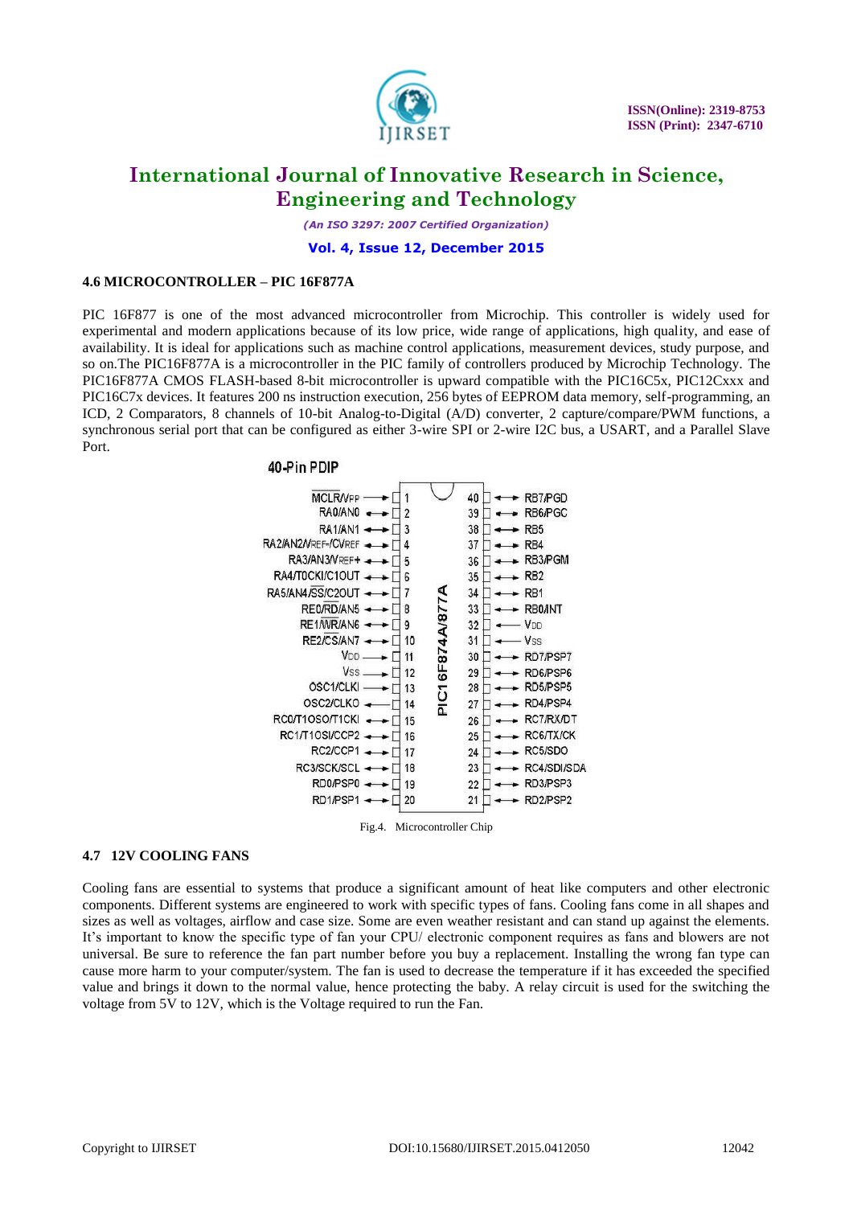### 4.6 MICROCONTROLLER – PIC 16F877A

PIC 16F877 is one of the most advanced microcontroller from Microchip. This controller is widely used for experimental and modern applications because of its low price, wide range of applications, high quality, and ease of availability. It is ideal for applications such as machine control applications, measurement devices, study purpose, and so on.The PIC16F877A is a microcontroller in the PIC family of controllers produced by Microchip Technology. The PIC16F877A CMOS FLASH-based 8-bit microcontroller is upward compatible with the PIC16C5x, PIC12Cxxx and PIC16C7x devices. It features 200 ns instruction execution, 256 bytes of EEPROM data memory, self-programming, an ICD, 2 Comparators, 8 channels of 10-bit Analog-to-Digital (A/D) converter, 2 capture/compare/PWM functions, a synchronous serial port that can be configured as either 3-wire SPI or 2-wire I2C bus, a USART, and a Parallel Slave Port.

40-Pin PDIP

| Pin Name | Pin | | Pin | Pin Name |
|---|---|---|---|---|
| MCLR/VPP | 1 | PIC16F874A/877A | 40 | RB7/PGD |
| RA0/AN0 | 2 | | 39 | RB6/PGC |
| RA1/AN1 | 3 | | 38 | RB5 |
| RA2/AN2/VREF-/CVREF | 4 | | 37 | RB4 |
| RA3/AN3/VREF+ | 5 | | 36 | RB3/PGM |
| RA4/T0CKI/C1OUT | 6 | | 35 | RB2 |
| RA5/AN4/SS/C2OUT | 7 | | 34 | RB1 |
| RE0/RD/AN5 | 8 | | 33 | RB0/INT |
| RE1/WR/AN6 | 9 | | 32 | VDD |
| RE2/CS/AN7 | 10 | | 31 | VSS |
| VDD | 11 | | 30 | RD7/PSP7 |
| VSS | 12 | | 29 | RD6/PSP6 |
| OSC1/CLKI | 13 | | 28 | RD5/PSP5 |
| OSC2/CLKO | 14 | | 27 | RD4/PSP4 |
| RC0/T1OSO/T1CKI | 15 | | 26 | RC7/RX/DT |
| RC1/T1OSI/CCP2 | 16 | | 25 | RC6/TX/CK |
| RC2/CCP1 | 17 | | 24 | RC5/SDO |
| RC3/SCK/SCL | 18 | | 23 | RC4/SDI/SDA |
| RD0/PSP0 | 19 | | 22 | RD3/PSP3 |
| RD1/PSP1 | 20 | | 21 | RD2/PSP2 |

Fig.4. Microcontroller Chip

### 4.7 12V COOLING FANS

Cooling fans are essential to systems that produce a significant amount of heat like computers and other electronic components. Different systems are engineered to work with specific types of fans. Cooling fans come in all shapes and sizes as well as voltages, airflow and case size. Some are even weather resistant and can stand up against the elements. It's important to know the specific type of fan your CPU/ electronic component requires as fans and blowers are not universal. Be sure to reference the fan part number before you buy a replacement. Installing the wrong fan type can cause more harm to your computer/system. The fan is used to decrease the temperature if it has exceeded the specified value and brings it down to the normal value, hence protecting the baby. A relay circuit is used for the switching the voltage from 5V to 12V, which is the Voltage required to run the Fan.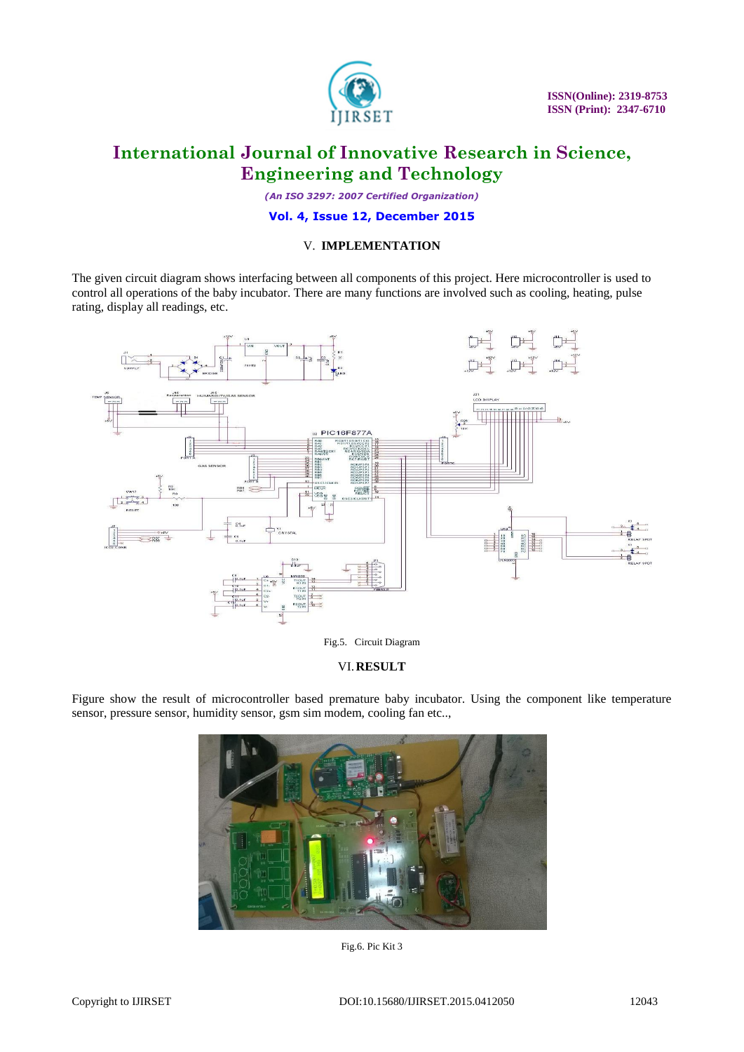## V. IMPLEMENTATION

The given circuit diagram shows interfacing between all components of this project. Here microcontroller is used to control all operations of the baby incubator. There are many functions are involved such as cooling, heating, pulse rating, display all readings, etc.

Fig.5. Circuit Diagram

## VI. RESULT

Figure show the result of microcontroller based premature baby incubator. Using the component like temperature sensor, pressure sensor, humidity sensor, gsm sim modem, cooling fan etc..,

Fig.6. Pic Kit 3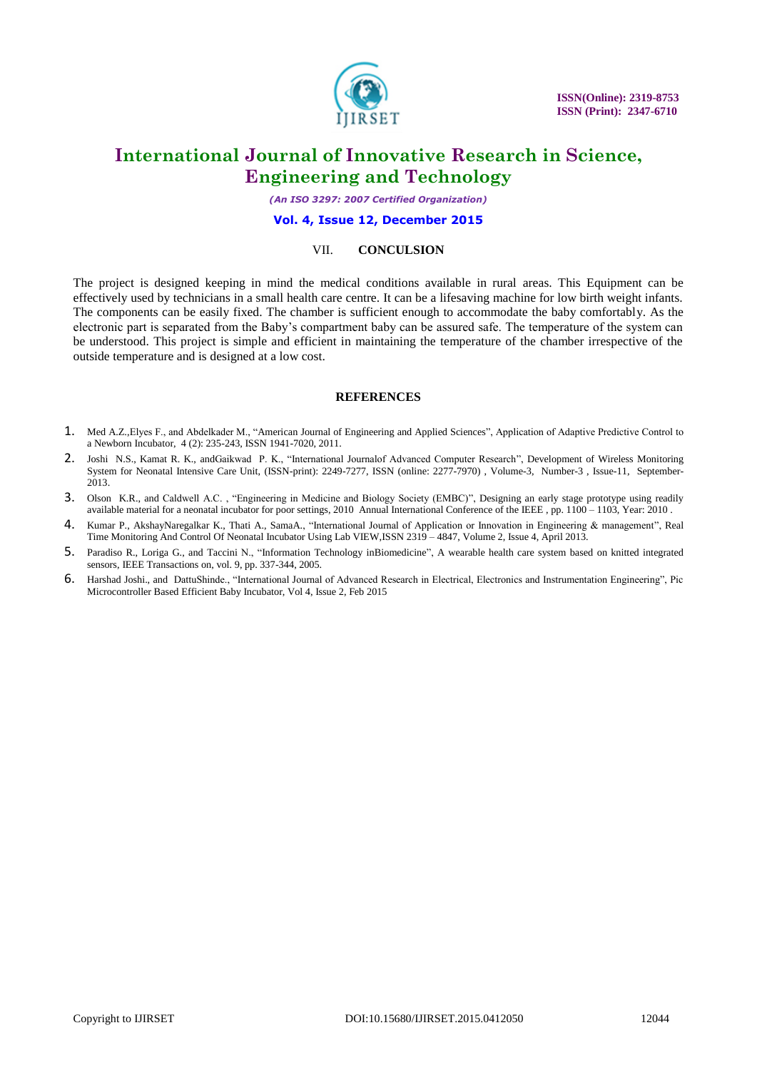## VII. CONCULSION

The project is designed keeping in mind the medical conditions available in rural areas. This Equipment can be effectively used by technicians in a small health care centre. It can be a lifesaving machine for low birth weight infants. The components can be easily fixed. The chamber is sufficient enough to accommodate the baby comfortably. As the electronic part is separated from the Baby's compartment baby can be assured safe. The temperature of the system can be understood. This project is simple and efficient in maintaining the temperature of the chamber irrespective of the outside temperature and is designed at a low cost.

## REFERENCES

1. Med A.Z.,Elyes F., and Abdelkader M., "American Journal of Engineering and Applied Sciences", Application of Adaptive Predictive Control to a Newborn Incubator, 4 (2): 235-243, ISSN 1941-7020, 2011.
2. Joshi N.S., Kamat R. K., andGaikwad P. K., "International Journalof Advanced Computer Research", Development of Wireless Monitoring System for Neonatal Intensive Care Unit, (ISSN-print): 2249-7277, ISSN (online: 2277-7970) , Volume-3, Number-3 , Issue-11, September-2013.
3. Olson K.R., and Caldwell A.C. , "Engineering in Medicine and Biology Society (EMBC)", Designing an early stage prototype using readily available material for a neonatal incubator for poor settings, 2010 Annual International Conference of the IEEE , pp. 1100 – 1103, Year: 2010 .
4. Kumar P., AkshayNaregalkar K., Thati A., SamaA., "International Journal of Application or Innovation in Engineering & management", Real Time Monitoring And Control Of Neonatal Incubator Using Lab VIEW,ISSN 2319 – 4847, Volume 2, Issue 4, April 2013.
5. Paradiso R., Loriga G., and Taccini N., "Information Technology inBiomedicine", A wearable health care system based on knitted integrated sensors, IEEE Transactions on, vol. 9, pp. 337-344, 2005.
6. Harshad Joshi., and DattuShinde., "International Journal of Advanced Research in Electrical, Electronics and Instrumentation Engineering", Pic Microcontroller Based Efficient Baby Incubator, Vol 4, Issue 2, Feb 2015